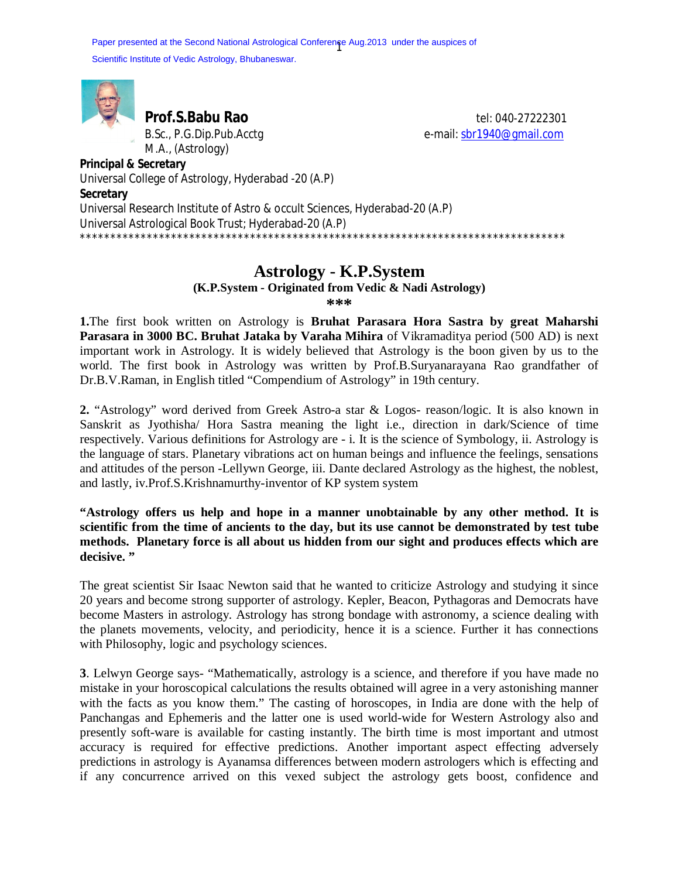Paper presented at the Second National Astrological Conference Aug.2013 under the auspices of Scientific Institute of Vedic Astrology, Bhubaneswar.

**Prof.S.Babu Rao**
B.Sc., P.G.Dip.Pub.Acctg
M.A., (Astrology)

tel: 040-27222301
e-mail: sbr1940@gmail.com

**Principal & Secretary**
Universal College of Astrology, Hyderabad -20 (A.P)
**Secretary**
Universal Research Institute of Astro & occult Sciences, Hyderabad-20 (A.P)
Universal Astrological Book Trust; Hyderabad-20 (A.P)

*********************************************************************************

# Astrology - K.P.System

**(K.P.System - Originated from Vedic & Nadi Astrology)**

*****

**1.**The first book written on Astrology is **Bruhat Parasara Hora Sastra by great Maharshi Parasara in 3000 BC. Bruhat Jataka by Varaha Mihira** of Vikramaditya period (500 AD) is next important work in Astrology. It is widely believed that Astrology is the boon given by us to the world. The first book in Astrology was written by Prof.B.Suryanarayana Rao grandfather of Dr.B.V.Raman, in English titled "Compendium of Astrology" in 19th century.

**2.** "Astrology" word derived from Greek Astro-a star & Logos- reason/logic. It is also known in Sanskrit as Jyothisha/ Hora Sastra meaning the light i.e., direction in dark/Science of time respectively. Various definitions for Astrology are - i. It is the science of Symbology, ii. Astrology is the language of stars. Planetary vibrations act on human beings and influence the feelings, sensations and attitudes of the person -Lellywn George, iii. Dante declared Astrology as the highest, the noblest, and lastly, iv.Prof.S.Krishnamurthy-inventor of KP system system

**"Astrology offers us help and hope in a manner unobtainable by any other method. It is scientific from the time of ancients to the day, but its use cannot be demonstrated by test tube methods. Planetary force is all about us hidden from our sight and produces effects which are decisive. "**

The great scientist Sir Isaac Newton said that he wanted to criticize Astrology and studying it since 20 years and become strong supporter of astrology. Kepler, Beacon, Pythagoras and Democrats have become Masters in astrology. Astrology has strong bondage with astronomy, a science dealing with the planets movements, velocity, and periodicity, hence it is a science. Further it has connections with Philosophy, logic and psychology sciences.

**3**. Lelwyn George says- "Mathematically, astrology is a science, and therefore if you have made no mistake in your horoscopical calculations the results obtained will agree in a very astonishing manner with the facts as you know them." The casting of horoscopes, in India are done with the help of Panchangas and Ephemeris and the latter one is used world-wide for Western Astrology also and presently soft-ware is available for casting instantly. The birth time is most important and utmost accuracy is required for effective predictions. Another important aspect effecting adversely predictions in astrology is Ayanamsa differences between modern astrologers which is effecting and if any concurrence arrived on this vexed subject the astrology gets boost, confidence and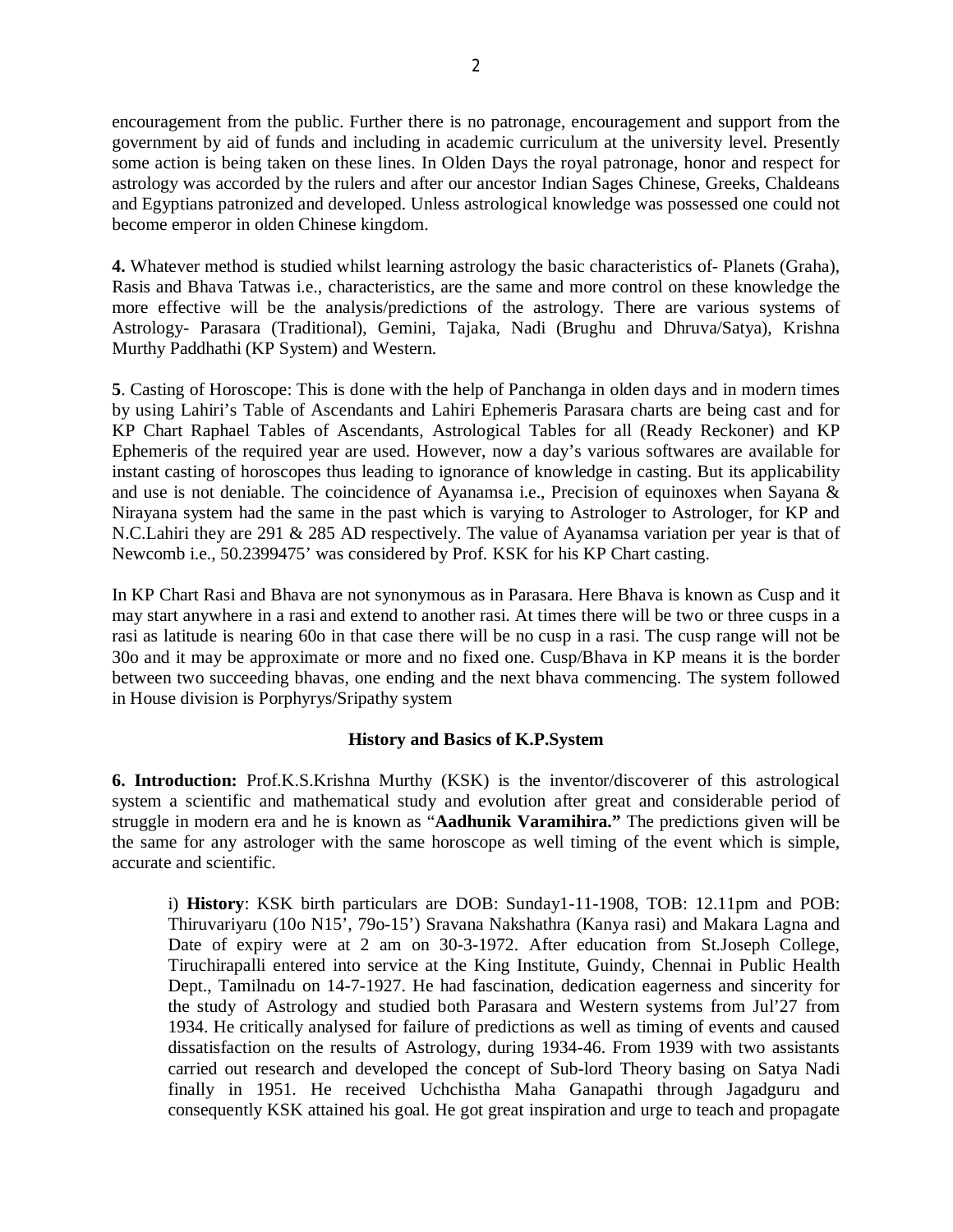encouragement from the public. Further there is no patronage, encouragement and support from the government by aid of funds and including in academic curriculum at the university level. Presently some action is being taken on these lines. In Olden Days the royal patronage, honor and respect for astrology was accorded by the rulers and after our ancestor Indian Sages Chinese, Greeks, Chaldeans and Egyptians patronized and developed. Unless astrological knowledge was possessed one could not become emperor in olden Chinese kingdom.

**4.** Whatever method is studied whilst learning astrology the basic characteristics of- Planets (Graha), Rasis and Bhava Tatwas i.e., characteristics, are the same and more control on these knowledge the more effective will be the analysis/predictions of the astrology. There are various systems of Astrology- Parasara (Traditional), Gemini, Tajaka, Nadi (Brughu and Dhruva/Satya), Krishna Murthy Paddhathi (KP System) and Western.

**5**. Casting of Horoscope: This is done with the help of Panchanga in olden days and in modern times by using Lahiri's Table of Ascendants and Lahiri Ephemeris Parasara charts are being cast and for KP Chart Raphael Tables of Ascendants, Astrological Tables for all (Ready Reckoner) and KP Ephemeris of the required year are used. However, now a day's various softwares are available for instant casting of horoscopes thus leading to ignorance of knowledge in casting. But its applicability and use is not deniable. The coincidence of Ayanamsa i.e., Precision of equinoxes when Sayana & Nirayana system had the same in the past which is varying to Astrologer to Astrologer, for KP and N.C.Lahiri they are 291 & 285 AD respectively. The value of Ayanamsa variation per year is that of Newcomb i.e., 50.2399475' was considered by Prof. KSK for his KP Chart casting.

In KP Chart Rasi and Bhava are not synonymous as in Parasara. Here Bhava is known as Cusp and it may start anywhere in a rasi and extend to another rasi. At times there will be two or three cusps in a rasi as latitude is nearing 60o in that case there will be no cusp in a rasi. The cusp range will not be 30o and it may be approximate or more and no fixed one. Cusp/Bhava in KP means it is the border between two succeeding bhavas, one ending and the next bhava commencing. The system followed in House division is Porphyrys/Sripathy system

### History and Basics of K.P.System

**6. Introduction:** Prof.K.S.Krishna Murthy (KSK) is the inventor/discoverer of this astrological system a scientific and mathematical study and evolution after great and considerable period of struggle in modern era and he is known as "**Aadhunik Varamihira.**" The predictions given will be the same for any astrologer with the same horoscope as well timing of the event which is simple, accurate and scientific.

i) **History**: KSK birth particulars are DOB: Sunday1-11-1908, TOB: 12.11pm and POB: Thiruvariyaru (10o N15', 79o-15') Sravana Nakshathra (Kanya rasi) and Makara Lagna and Date of expiry were at 2 am on 30-3-1972. After education from St.Joseph College, Tiruchirapalli entered into service at the King Institute, Guindy, Chennai in Public Health Dept., Tamilnadu on 14-7-1927. He had fascination, dedication eagerness and sincerity for the study of Astrology and studied both Parasara and Western systems from Jul'27 from 1934. He critically analysed for failure of predictions as well as timing of events and caused dissatisfaction on the results of Astrology, during 1934-46. From 1939 with two assistants carried out research and developed the concept of Sub-lord Theory basing on Satya Nadi finally in 1951. He received Uchchistha Maha Ganapathi through Jagadguru and consequently KSK attained his goal. He got great inspiration and urge to teach and propagate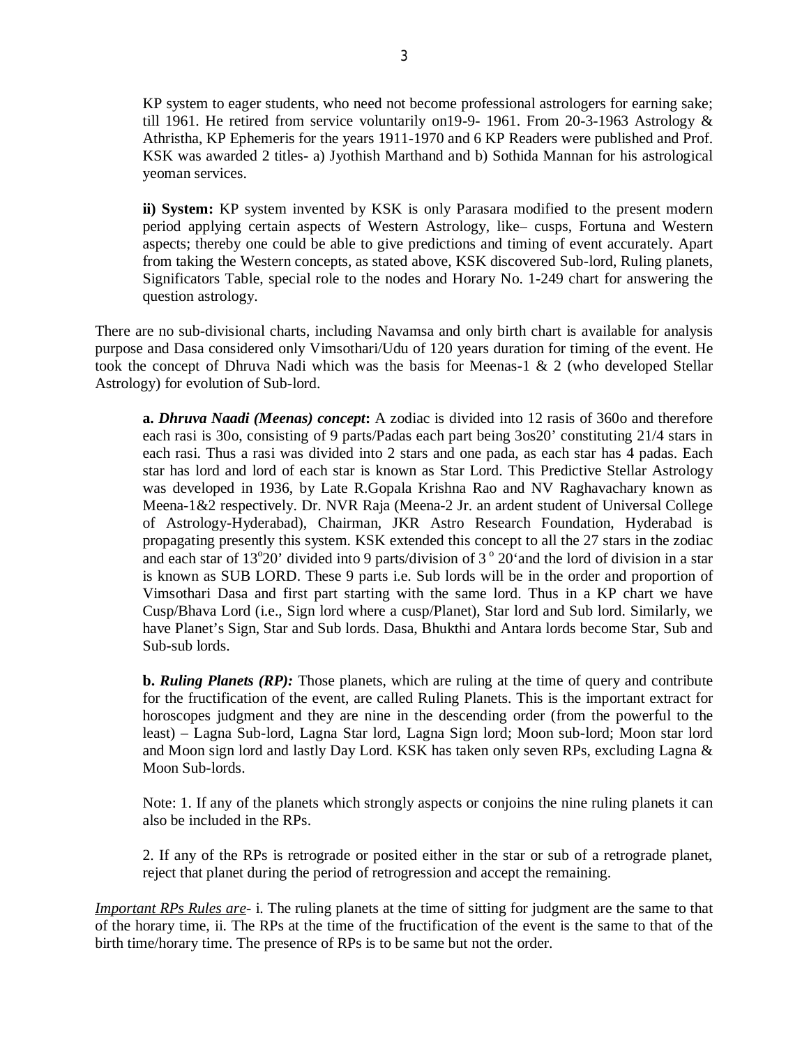KP system to eager students, who need not become professional astrologers for earning sake; till 1961. He retired from service voluntarily on19-9- 1961. From 20-3-1963 Astrology & Athristha, KP Ephemeris for the years 1911-1970 and 6 KP Readers were published and Prof. KSK was awarded 2 titles- a) Jyothish Marthand and b) Sothida Mannan for his astrological yeoman services.

**ii) System:** KP system invented by KSK is only Parasara modified to the present modern period applying certain aspects of Western Astrology, like– cusps, Fortuna and Western aspects; thereby one could be able to give predictions and timing of event accurately. Apart from taking the Western concepts, as stated above, KSK discovered Sub-lord, Ruling planets, Significators Table, special role to the nodes and Horary No. 1-249 chart for answering the question astrology.

There are no sub-divisional charts, including Navamsa and only birth chart is available for analysis purpose and Dasa considered only Vimsothari/Udu of 120 years duration for timing of the event. He took the concept of Dhruva Nadi which was the basis for Meenas-1 & 2 (who developed Stellar Astrology) for evolution of Sub-lord.

**a.** ***Dhruva Naadi (Meenas) concept*:** A zodiac is divided into 12 rasis of 360o and therefore each rasi is 30o, consisting of 9 parts/Padas each part being 3os20' constituting 21/4 stars in each rasi. Thus a rasi was divided into 2 stars and one pada, as each star has 4 padas. Each star has lord and lord of each star is known as Star Lord. This Predictive Stellar Astrology was developed in 1936, by Late R.Gopala Krishna Rao and NV Raghavachary known as Meena-1&2 respectively. Dr. NVR Raja (Meena-2 Jr. an ardent student of Universal College of Astrology-Hyderabad), Chairman, JKR Astro Research Foundation, Hyderabad is propagating presently this system. KSK extended this concept to all the 27 stars in the zodiac and each star of $13^{o}20'$ divided into 9 parts/division of $3^{o}$ 20'and the lord of division in a star is known as SUB LORD. These 9 parts i.e. Sub lords will be in the order and proportion of Vimsothari Dasa and first part starting with the same lord. Thus in a KP chart we have Cusp/Bhava Lord (i.e., Sign lord where a cusp/Planet), Star lord and Sub lord. Similarly, we have Planet's Sign, Star and Sub lords. Dasa, Bhukthi and Antara lords become Star, Sub and Sub-sub lords.

**b.** ***Ruling Planets (RP):*** Those planets, which are ruling at the time of query and contribute for the fructification of the event, are called Ruling Planets. This is the important extract for horoscopes judgment and they are nine in the descending order (from the powerful to the least) – Lagna Sub-lord, Lagna Star lord, Lagna Sign lord; Moon sub-lord; Moon star lord and Moon sign lord and lastly Day Lord. KSK has taken only seven RPs, excluding Lagna & Moon Sub-lords.

Note: 1. If any of the planets which strongly aspects or conjoins the nine ruling planets it can also be included in the RPs.

2. If any of the RPs is retrograde or posited either in the star or sub of a retrograde planet, reject that planet during the period of retrogression and accept the remaining.

*Important RPs Rules are*- i. The ruling planets at the time of sitting for judgment are the same to that of the horary time, ii. The RPs at the time of the fructification of the event is the same to that of the birth time/horary time. The presence of RPs is to be same but not the order.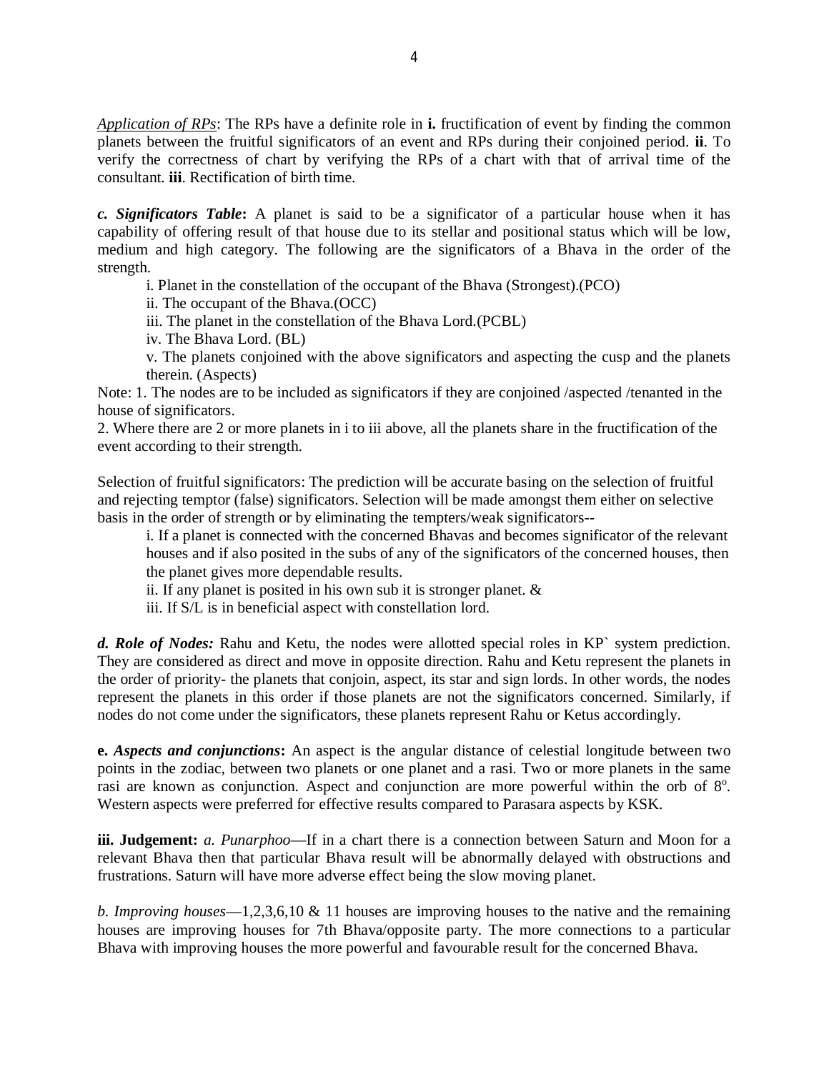*Application of RPs*: The RPs have a definite role in **i.** fructification of event by finding the common planets between the fruitful significators of an event and RPs during their conjoined period. **ii**. To verify the correctness of chart by verifying the RPs of a chart with that of arrival time of the consultant. **iii**. Rectification of birth time.

***c. Significators Table*:** A planet is said to be a significator of a particular house when it has capability of offering result of that house due to its stellar and positional status which will be low, medium and high category. The following are the significators of a Bhava in the order of the strength.

i. Planet in the constellation of the occupant of the Bhava (Strongest).(PCO)

ii. The occupant of the Bhava.(OCC)

iii. The planet in the constellation of the Bhava Lord.(PCBL)

iv. The Bhava Lord. (BL)

v. The planets conjoined with the above significators and aspecting the cusp and the planets therein. (Aspects)

Note: 1. The nodes are to be included as significators if they are conjoined /aspected /tenanted in the house of significators.

2. Where there are 2 or more planets in i to iii above, all the planets share in the fructification of the event according to their strength.

Selection of fruitful significators: The prediction will be accurate basing on the selection of fruitful and rejecting temptor (false) significators. Selection will be made amongst them either on selective basis in the order of strength or by eliminating the tempters/weak significators--

i. If a planet is connected with the concerned Bhavas and becomes significator of the relevant houses and if also posited in the subs of any of the significators of the concerned houses, then the planet gives more dependable results.

ii. If any planet is posited in his own sub it is stronger planet. &

iii. If S/L is in beneficial aspect with constellation lord.

***d. Role of Nodes:*** Rahu and Ketu, the nodes were allotted special roles in KP` system prediction. They are considered as direct and move in opposite direction. Rahu and Ketu represent the planets in the order of priority- the planets that conjoin, aspect, its star and sign lords. In other words, the nodes represent the planets in this order if those planets are not the significators concerned. Similarly, if nodes do not come under the significators, these planets represent Rahu or Ketus accordingly.

**e. *Aspects and conjunctions*:** An aspect is the angular distance of celestial longitude between two points in the zodiac, between two planets or one planet and a rasi. Two or more planets in the same rasi are known as conjunction. Aspect and conjunction are more powerful within the orb of $8^o$. Western aspects were preferred for effective results compared to Parasara aspects by KSK.

**iii. Judgement:** *a. Punarphoo*—If in a chart there is a connection between Saturn and Moon for a relevant Bhava then that particular Bhava result will be abnormally delayed with obstructions and frustrations. Saturn will have more adverse effect being the slow moving planet.

*b. Improving houses*—1,2,3,6,10 & 11 houses are improving houses to the native and the remaining houses are improving houses for 7th Bhava/opposite party. The more connections to a particular Bhava with improving houses the more powerful and favourable result for the concerned Bhava.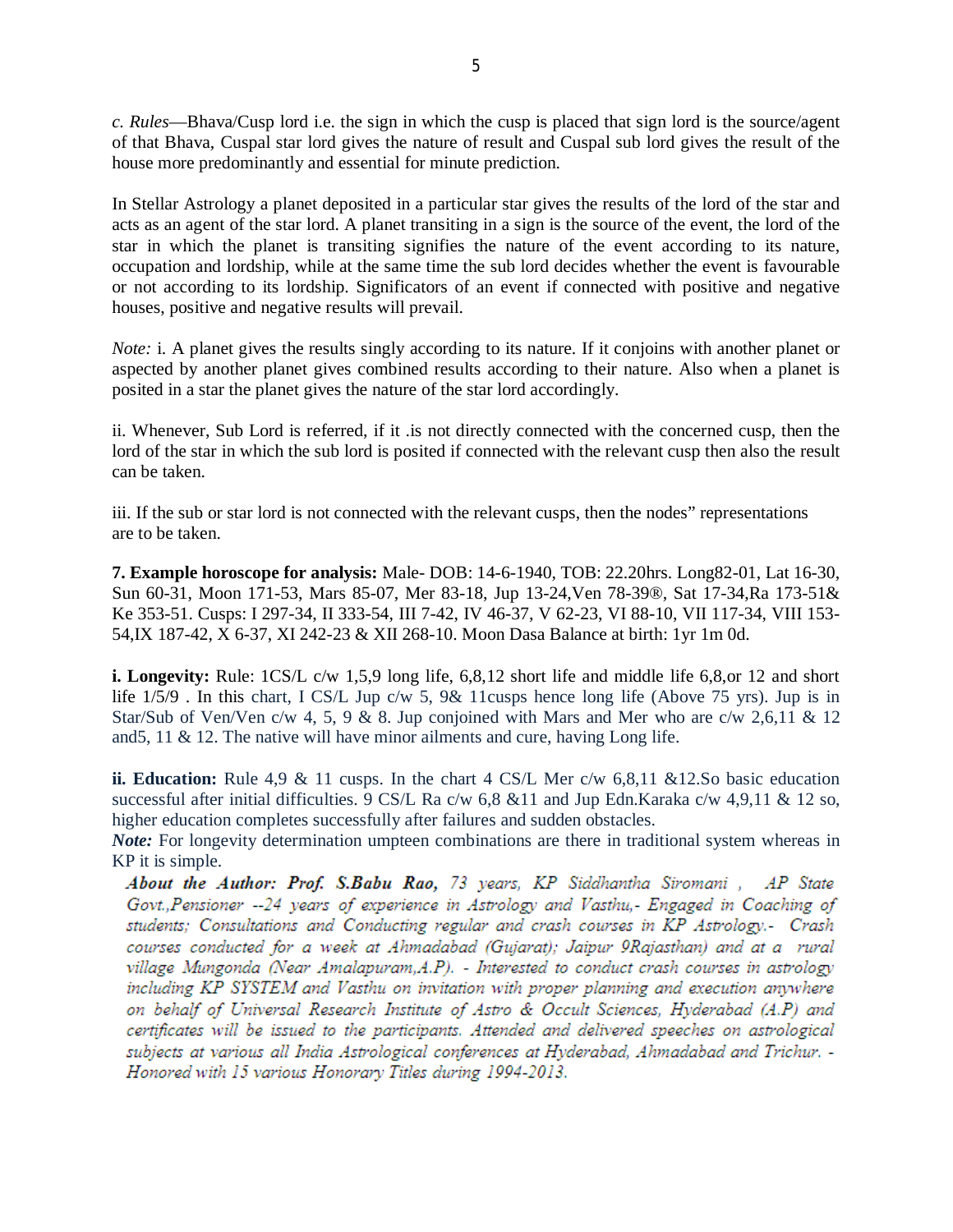*c. Rules*—Bhava/Cusp lord i.e. the sign in which the cusp is placed that sign lord is the source/agent of that Bhava, Cuspal star lord gives the nature of result and Cuspal sub lord gives the result of the house more predominantly and essential for minute prediction.

In Stellar Astrology a planet deposited in a particular star gives the results of the lord of the star and acts as an agent of the star lord. A planet transiting in a sign is the source of the event, the lord of the star in which the planet is transiting signifies the nature of the event according to its nature, occupation and lordship, while at the same time the sub lord decides whether the event is favourable or not according to its lordship. Significators of an event if connected with positive and negative houses, positive and negative results will prevail.

*Note:* i. A planet gives the results singly according to its nature. If it conjoins with another planet or aspected by another planet gives combined results according to their nature. Also when a planet is posited in a star the planet gives the nature of the star lord accordingly.

ii. Whenever, Sub Lord is referred, if it .is not directly connected with the concerned cusp, then the lord of the star in which the sub lord is posited if connected with the relevant cusp then also the result can be taken.

iii. If the sub or star lord is not connected with the relevant cusps, then the nodes" representations are to be taken.

**7. Example horoscope for analysis:** Male- DOB: 14-6-1940, TOB: 22.20hrs. Long82-01, Lat 16-30, Sun 60-31, Moon 171-53, Mars 85-07, Mer 83-18, Jup 13-24,Ven 78-39®, Sat 17-34,Ra 173-51& Ke 353-51. Cusps: I 297-34, II 333-54, III 7-42, IV 46-37, V 62-23, VI 88-10, VII 117-34, VIII 153-54,IX 187-42, X 6-37, XI 242-23 & XII 268-10. Moon Dasa Balance at birth: 1yr 1m 0d.

**i. Longevity:** Rule: 1CS/L c/w 1,5,9 long life, 6,8,12 short life and middle life 6,8,or 12 and short life 1/5/9 . In this chart, I CS/L Jup c/w 5, 9& 11cusps hence long life (Above 75 yrs). Jup is in Star/Sub of Ven/Ven c/w 4, 5, 9 & 8. Jup conjoined with Mars and Mer who are c/w 2,6,11 & 12 and5, 11 & 12. The native will have minor ailments and cure, having Long life.

**ii. Education:** Rule 4,9 & 11 cusps. In the chart 4 CS/L Mer c/w 6,8,11 &12.So basic education successful after initial difficulties. 9 CS/L Ra c/w 6,8 &11 and Jup Edn.Karaka c/w 4,9,11 & 12 so, higher education completes successfully after failures and sudden obstacles.

***Note:*** For longevity determination umpteen combinations are there in traditional system whereas in KP it is simple.

***About the Author: Prof. S.Babu Rao,*** *73 years, KP Siddhantha Siromani , AP State Govt.,Pensioner --24 years of experience in Astrology and Vasthu,- Engaged in Coaching of students; Consultations and Conducting regular and crash courses in KP Astrology.- Crash courses conducted for a week at Ahmadabad (Gujarat); Jaipur 9Rajasthan) and at a rural village Mungonda (Near Amalapuram,A.P). - Interested to conduct crash courses in astrology including KP SYSTEM and Vasthu on invitation with proper planning and execution anywhere on behalf of Universal Research Institute of Astro & Occult Sciences, Hyderabad (A.P) and certificates will be issued to the participants. Attended and delivered speeches on astrological subjects at various all India Astrological conferences at Hyderabad, Ahmadabad and Trichur. - Honored with 15 various Honorary Titles during 1994-2013.*